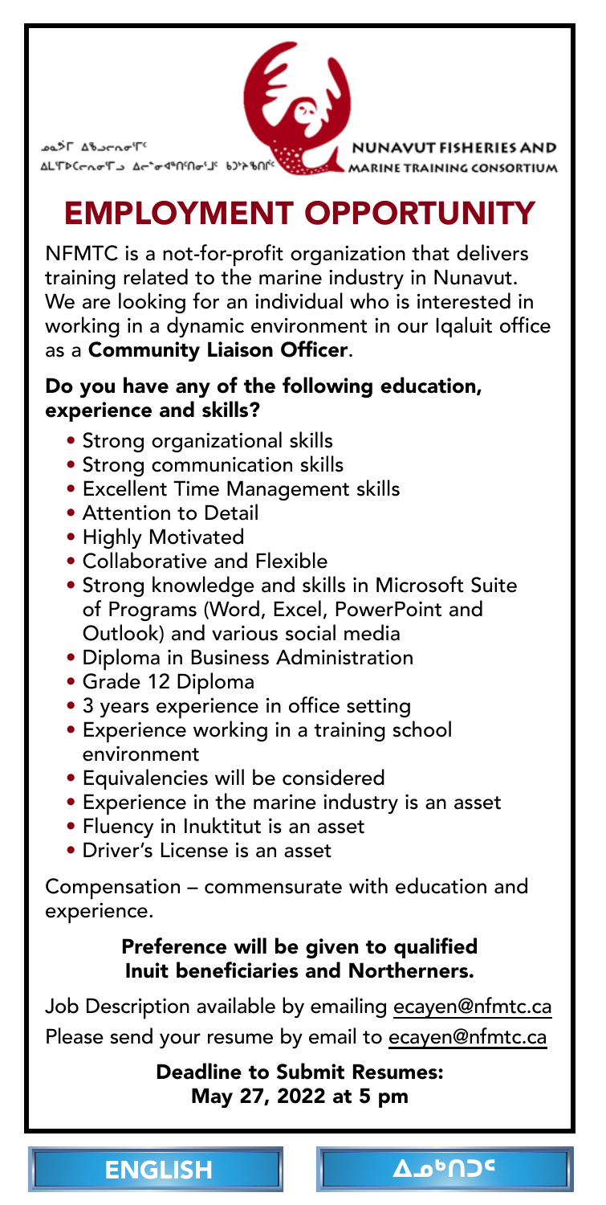ᓄᓇᕗᑦ ᐃᖃᓗᓕᕆᓂᕐᒥᑦ
ᐃᒪᕐᒥᐅᑕᓕᕆᓂᕐᒧᑦ ᐃᓕᓐᓂᐊᕐᑎᑦᑎᓂᕐᒧᑦ ᑲᑐᔾᔨᖃᑎᒌᑦ

NUNAVUT FISHERIES AND MARINE TRAINING CONSORTIUM

# EMPLOYMENT OPPORTUNITY

NFMTC is a not-for-profit organization that delivers training related to the marine industry in Nunavut. We are looking for an individual who is interested in working in a dynamic environment in our Iqaluit office as a **Community Liaison Officer**.

**Do you have any of the following education, experience and skills?**

- Strong organizational skills
- Strong communication skills
- Excellent Time Management skills
- Attention to Detail
- Highly Motivated
- Collaborative and Flexible
- Strong knowledge and skills in Microsoft Suite of Programs (Word, Excel, PowerPoint and Outlook) and various social media
- Diploma in Business Administration
- Grade 12 Diploma
- 3 years experience in office setting
- Experience working in a training school environment
- Equivalencies will be considered
- Experience in the marine industry is an asset
- Fluency in Inuktitut is an asset
- Driver's License is an asset

Compensation – commensurate with education and experience.

**Preference will be given to qualified Inuit beneficiaries and Northerners.**

Job Description available by emailing ecayen@nfmtc.ca

Please send your resume by email to ecayen@nfmtc.ca

**Deadline to Submit Resumes:
May 27, 2022 at 5 pm**

ENGLISH | ᐃᓄᒃᑎᑐᑦ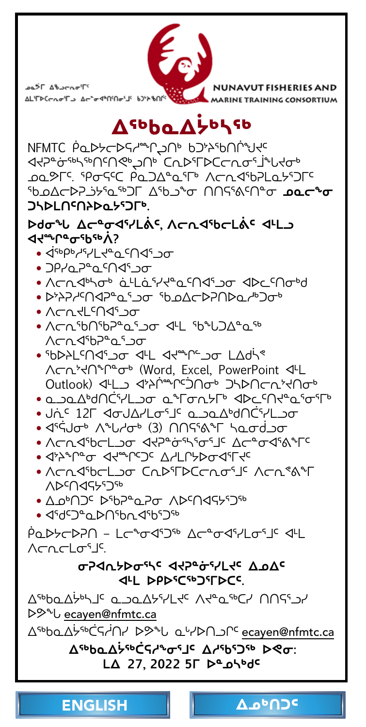ᓄᓇᕗᒥ ᐃᖃᓗᓕᕆᓂᕐᒥ
ᐃᒪᕐᒥᐅᑕᓕᕆᓂᕐᒥᓗ ᐃᓕᓐᓂᐊᕐᑎᑦᑎᓂᕐᒧᑦ ᑲᑐᔾᔨᖃᑎᒌᑦ

NUNAVUT FISHERIES AND MARINE TRAINING CONSORTIUM

# ᐃᖅᑲᓇᐃᔭᒃᓴᖅ

NFMTC ᑮᓇᐅᔭᓕᐅᕆᓲᖑᕆᓂᕐᒧᑦ ᑲᑐᔾᔨᖃᑎᒌᖑᖁᔨᓂᒃ ᐊᔪᕈᓐᓃᖅᓴᖅᑎᑦᑎᕙᒃᑐᑎᒃ ᑕᕝᓇ ᐅᕝᕙᓗ ᑕᐃᑲᓂ ᓄᓇᕘᒥᑦ. ᖃᓂᕋᑦᑕ ᑮᓇᑐᐃᓐᓇᕐᒥᒃ ᐱᓕᕆᐊᖃᕈᒪᓇᔭᕐᑐᒥᑦ ᖃᓄᐃᓕᐅᕈᑑᔭᕐᓇᖅᑐᒥ ᐃᖃᓗᖕᓂ ᑎᑎᕋᕙᑦᑎᓐᓂ **ᓄᓇᓕᖕᓂ ᑐᓴᐅᒪᑎᑦᑎᔨᐅᓇᔭᕐᑐᒥᒃ**.

**ᐅᑯᓐᖓ ᐃᓕᓐᓂᐊᕐᓯᒪᓛᑦ, ᐱᓕᕆᐊᖃᓚᓛᑦ ᐊᒻᒪᓗ ᐊᔪᙱᓐᓂᖅᑲᐹ?**

- ᐋᖅᑭᒃᓯᕐᓯᒪᔪᓐᓇᑦᑎᐊᕐᓗᓂ
- ᑐᑭᓯᓇᕈᓐᓇᑦᑎᐊᕐᓗᓂ
- ᐱᓕᕆᐊᒃᓴᓂᒃ ᓈᒻᒪᖕᓯᔪᓐᓇᑦᑎᐊᕐᓗᓂ ᐊᐅᓚᑦᑎᓂᒃᑯ
- ᐅᔾᔨᕈᓯᑦᑎᐊᕈᓐᓇᕐᓗᓂ ᖃᓄᐃᓕᐅᕈᑎᐅᓇᓯᒃᑐᓂᒃ
- ᐱᓕᕆᔪᒪᑦᑎᐊᕐᓗᓂ
- ᐱᓕᕆᖃᑎᖃᕈᓐᓇᕐᓗᓂ ᐊᒻᒪ ᖃᖓᑐᐃᓐᓇᖅ ᐱᓕᕆᐊᖃᕈᓐᓇᕐᓗᓂ
- ᖃᐅᔨᒪᑦᑎᐊᕐᓗᓂ ᐊᒻᒪ ᐊᔪᙱᓗᓂ ᒪᐃᑯᓵᕝ ᐱᓕᕆᔾᔪᑎᖏᓐᓂᒃ (Word, Excel, PowerPoint ᐊᒻᒪ Outlook) ᐊᒻᒪᓗ ᐊᔾᔨᙱᖏᑦᑐᑎᒃ ᑐᓴᐅᑎᓕᕆᔾᔪᑎᒃ
- ᓇᓗᓇᐃᒃᑯᑖᔅᓯᒪᓗᓂ ᓇᖏᕐᓂᕆᔭᕐᒥᒃ ᐊᐅᓚᑦᑎᔪᓐᓇᕐᓂᕐᒥᒃ
- ᒍᕇᑦ 12ᒥ ᐊᓂᒍᐃᓯᒪᓂᕐᒧᑦ ᓇᓗᓇᐃᒃᑯᑖᔅᓯᒪᓗᓂ
- ᐊᕐᕌᒍᓂᒃ ᐱᖓᓱᓂᒃ (3) ᑎᑎᕋᕐᕕᖕᒥ ᓴᓇᓂᕐᑰᓗᓂ
- ᐱᓕᕆᐊᖃᓚᐅᓗᓂ ᐊᔪᕈᓐᓃᖅᓴᖅᓯᓂᕐᒧᑦ ᐃᓕᓐᓂᐊᕐᕕᖕᒥᑦ
- ᐊᔾᔨᙱᖏᓐᓂ ᐊᔪᙱᑦᑐᑦ ᐃᓱᒪᒋᔭᐅᓂᐊᕐᒥᔪᑦ
- ᐱᓕᕆᐊᖃᓚᐅᓗᓂ ᑕᕝᓇ ᐅᕝᕙᓗ ᑲᑎᒪᔨᓐᓂᒃ ᐱᓕᕆᕝᕕᖕᒥ ᐱᐅᑎᐊᕐᕋᔭᕐᑐᖅ
- ᐃᓄᒃᑎᑐᑦ ᐅᖃᕐᓇᕈᓐᓇᕈᓂ ᐱᐅᑎᐊᕐᕋᔭᕐᑐᖅ
- ᐊᖁᑦᑐᕐᓇᐅᑎᖃᑦᑕᐊᖃᑦᑐᖅ

ᑮᓇᐅᔭᓕᐅᕈᑎ – ᒪᓕᒃᓂᐊᕐᑐᖅ ᐃᓕᓐᓂᐊᕐᓯᒪᓂᕐᒧᑦ ᐊᒻᒪ ᐱᓕᕆᓚᐅᕐᓂᕐᒧᑦ.

**ᓂᕈᐊᕆᔭᐅᓂᖏᑦ ᐊᔪᕈᓐᓃᖅᓯᒪᔪᑦ ᐃᓄᐃᑦ ᐊᒻᒪ ᐅᑭᐅᖅᑕᖅᑐᕐᒥᐅᑦ.**

ᐃᖅᑲᓇᐃᔭᒃᓴᒧᑦ ᓇᓗᓇᐃᔭᖅᓯᒪᔪᑦ ᐱᔪᓐᓇᖅᑕᓯ ᑎᑎᕋᖅᑐᓯ ᐅᕙᙵ ecayen@nfmtc.ca

ᐃᖅᑲᓇᐃᔭᖅᑖᕋᓱᐊᕈᓯ ᐅᕙᙵ ᓇᒡᓯᐅᑎᓗᒋᑦ ecayen@nfmtc.ca

**ᐃᖅᑲᓇᐃᔭᖅᑖᕋᓱᒍᓐᓂᕐᒧᑦ ᐃᓯᖅᑯᖅ ᐅᓐᓂ: ᒪᐃ 27, 2022 5ᒥ ᐅᓐᓄᓴᒃᑯᑦ**

ENGLISH | ᐃᓄᒃᑎᑐᑦ